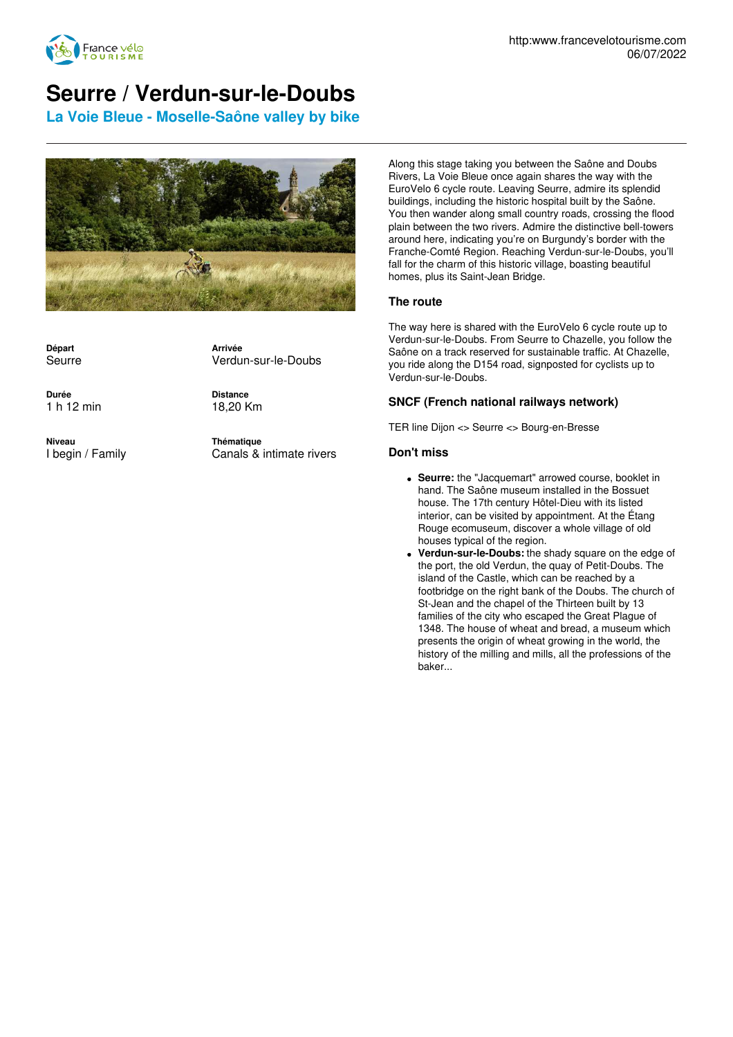http:www.francevelotourisme.com
06/07/2022

# Seurre / Verdun-sur-le-Doubs

## La Voie Bleue - Moselle-Saône valley by bike

**Départ**
Seurre

**Arrivée**
Verdun-sur-le-Doubs

**Durée**
1 h 12 min

**Distance**
18,20 Km

**Niveau**
I begin / Family

**Thématique**
Canals & intimate rivers

Along this stage taking you between the Saône and Doubs Rivers, La Voie Bleue once again shares the way with the EuroVelo 6 cycle route. Leaving Seurre, admire its splendid buildings, including the historic hospital built by the Saône. You then wander along small country roads, crossing the flood plain between the two rivers. Admire the distinctive bell-towers around here, indicating you're on Burgundy's border with the Franche-Comté Region. Reaching Verdun-sur-le-Doubs, you'll fall for the charm of this historic village, boasting beautiful homes, plus its Saint-Jean Bridge.

### The route

The way here is shared with the EuroVelo 6 cycle route up to Verdun-sur-le-Doubs. From Seurre to Chazelle, you follow the Saône on a track reserved for sustainable traffic. At Chazelle, you ride along the D154 road, signposted for cyclists up to Verdun-sur-le-Doubs.

### SNCF (French national railways network)

TER line Dijon <> Seurre <> Bourg-en-Bresse

### Don't miss

- **Seurre:** the "Jacquemart" arrowed course, booklet in hand. The Saône museum installed in the Bossuet house. The 17th century Hôtel-Dieu with its listed interior, can be visited by appointment. At the Étang Rouge ecomuseum, discover a whole village of old houses typical of the region.
- **Verdun-sur-le-Doubs:** the shady square on the edge of the port, the old Verdun, the quay of Petit-Doubs. The island of the Castle, which can be reached by a footbridge on the right bank of the Doubs. The church of St-Jean and the chapel of the Thirteen built by 13 families of the city who escaped the Great Plague of 1348. The house of wheat and bread, a museum which presents the origin of wheat growing in the world, the history of the milling and mills, all the professions of the baker...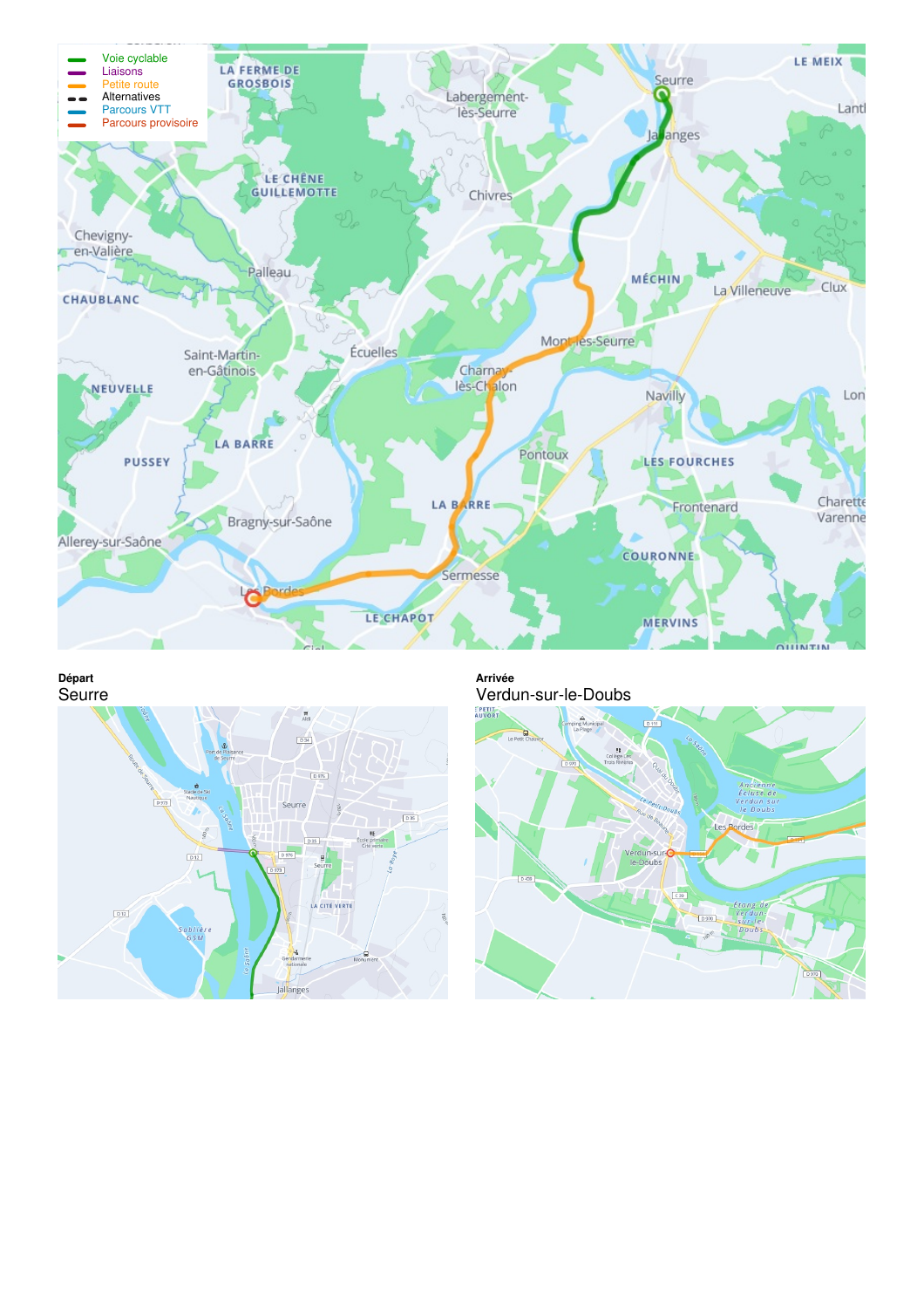Voie cyclable
Liaisons
Petite route
Alternatives
Parcours VTT
Parcours provisoire

**Départ**

Seurre

**Arrivée**

Verdun-sur-le-Doubs